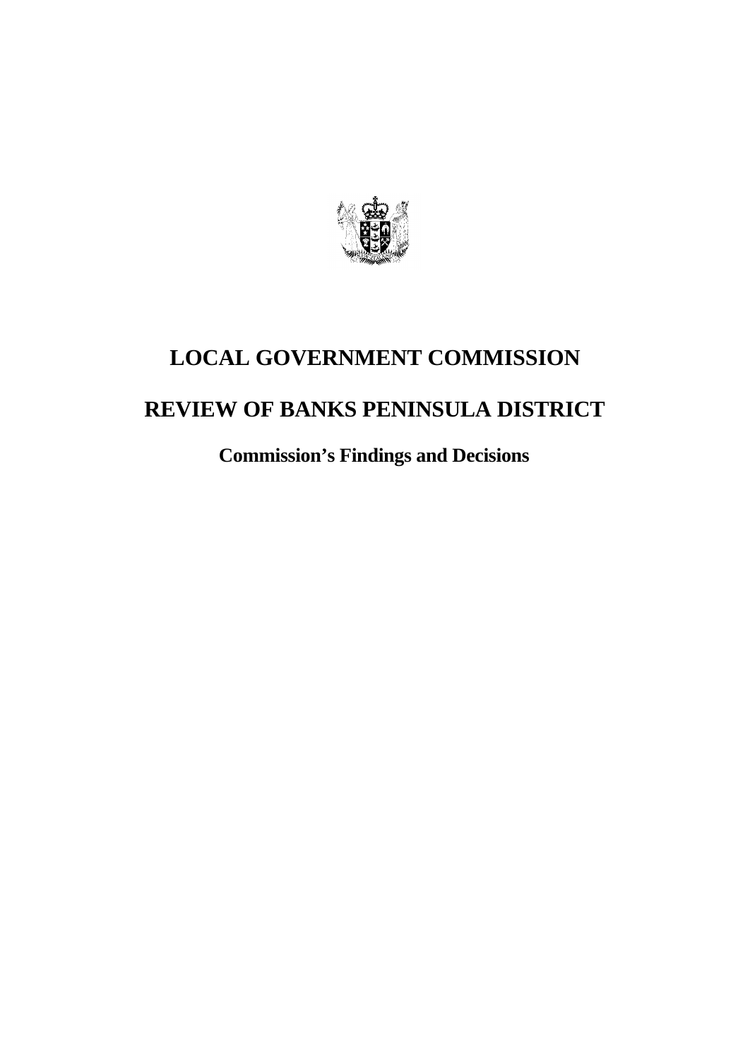# LOCAL GOVERNMENT COMMISSION

# REVIEW OF BANKS PENINSULA DISTRICT

## Commission's Findings and Decisions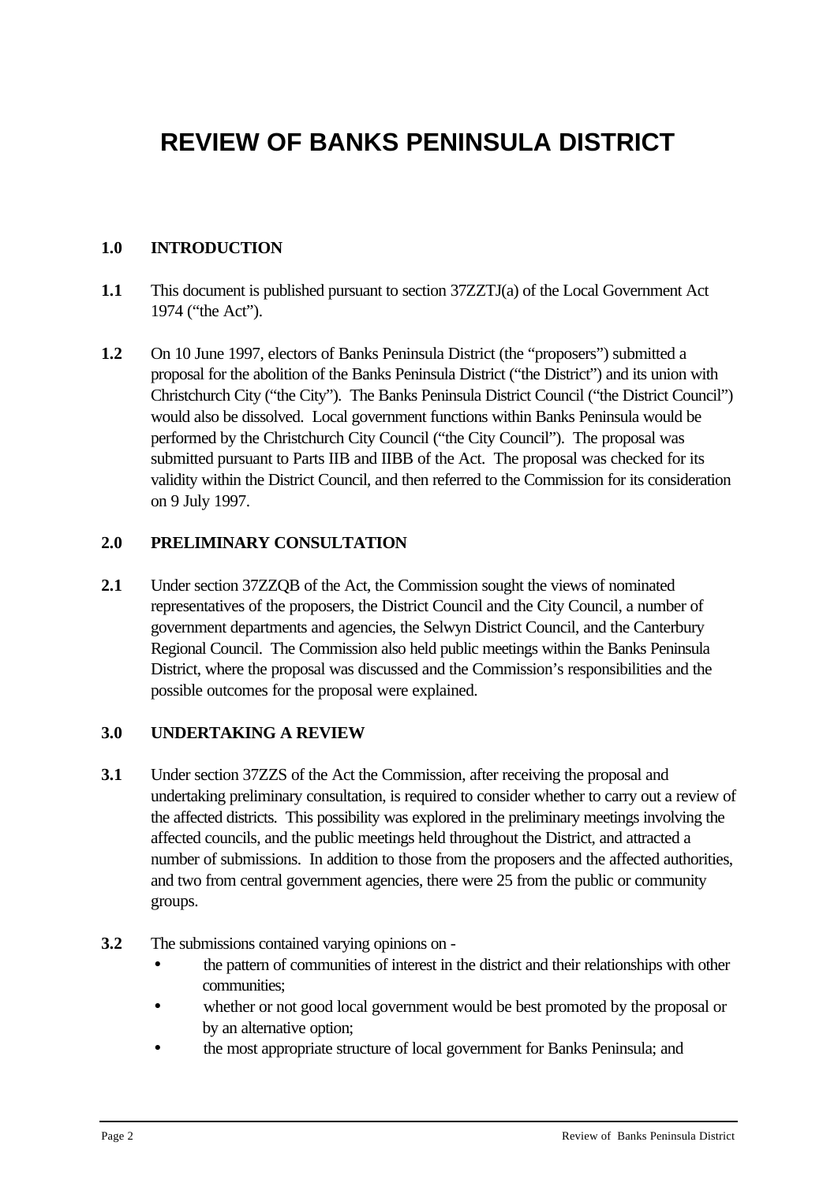# REVIEW OF BANKS PENINSULA DISTRICT

## 1.0 INTRODUCTION

**1.1** This document is published pursuant to section 37ZZTJ(a) of the Local Government Act 1974 ("the Act").

**1.2** On 10 June 1997, electors of Banks Peninsula District (the "proposers") submitted a proposal for the abolition of the Banks Peninsula District ("the District") and its union with Christchurch City ("the City"). The Banks Peninsula District Council ("the District Council") would also be dissolved. Local government functions within Banks Peninsula would be performed by the Christchurch City Council ("the City Council"). The proposal was submitted pursuant to Parts IIB and IIBB of the Act. The proposal was checked for its validity within the District Council, and then referred to the Commission for its consideration on 9 July 1997.

## 2.0 PRELIMINARY CONSULTATION

**2.1** Under section 37ZZQB of the Act, the Commission sought the views of nominated representatives of the proposers, the District Council and the City Council, a number of government departments and agencies, the Selwyn District Council, and the Canterbury Regional Council. The Commission also held public meetings within the Banks Peninsula District, where the proposal was discussed and the Commission's responsibilities and the possible outcomes for the proposal were explained.

## 3.0 UNDERTAKING A REVIEW

**3.1** Under section 37ZZS of the Act the Commission, after receiving the proposal and undertaking preliminary consultation, is required to consider whether to carry out a review of the affected districts. This possibility was explored in the preliminary meetings involving the affected councils, and the public meetings held throughout the District, and attracted a number of submissions. In addition to those from the proposers and the affected authorities, and two from central government agencies, there were 25 from the public or community groups.

**3.2** The submissions contained varying opinions on -

- the pattern of communities of interest in the district and their relationships with other communities;
- whether or not good local government would be best promoted by the proposal or by an alternative option;
- the most appropriate structure of local government for Banks Peninsula; and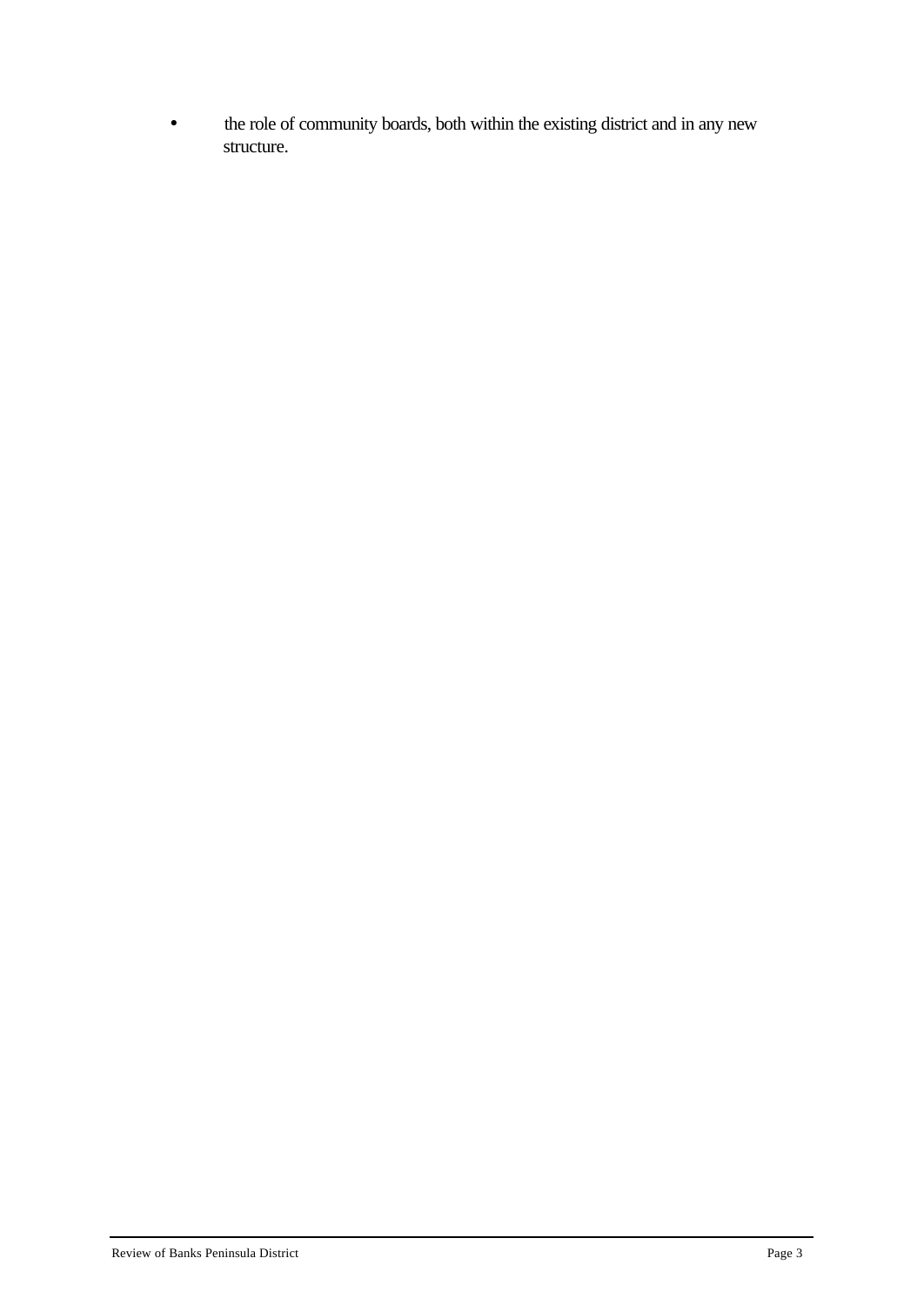- the role of community boards, both within the existing district and in any new structure.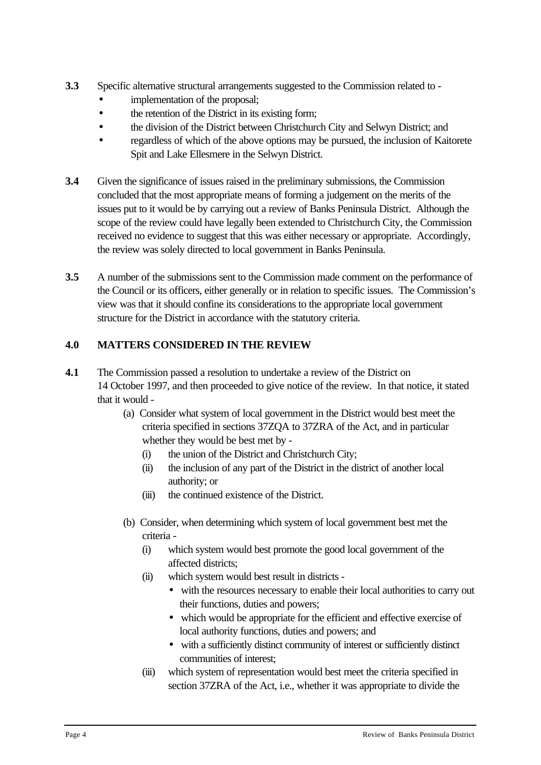**3.3** Specific alternative structural arrangements suggested to the Commission related to -

- implementation of the proposal;
- the retention of the District in its existing form;
- the division of the District between Christchurch City and Selwyn District; and
- regardless of which of the above options may be pursued, the inclusion of Kaitorete Spit and Lake Ellesmere in the Selwyn District.

**3.4** Given the significance of issues raised in the preliminary submissions, the Commission concluded that the most appropriate means of forming a judgement on the merits of the issues put to it would be by carrying out a review of Banks Peninsula District. Although the scope of the review could have legally been extended to Christchurch City, the Commission received no evidence to suggest that this was either necessary or appropriate. Accordingly, the review was solely directed to local government in Banks Peninsula.

**3.5** A number of the submissions sent to the Commission made comment on the performance of the Council or its officers, either generally or in relation to specific issues. The Commission's view was that it should confine its considerations to the appropriate local government structure for the District in accordance with the statutory criteria.

## 4.0 MATTERS CONSIDERED IN THE REVIEW

**4.1** The Commission passed a resolution to undertake a review of the District on 14 October 1997, and then proceeded to give notice of the review. In that notice, it stated that it would -

(a) Consider what system of local government in the District would best meet the criteria specified in sections 37ZQA to 37ZRA of the Act, and in particular whether they would be best met by -

(i) the union of the District and Christchurch City;

(ii) the inclusion of any part of the District in the district of another local authority; or

(iii) the continued existence of the District.

(b) Consider, when determining which system of local government best met the criteria -

(i) which system would best promote the good local government of the affected districts;

(ii) which system would best result in districts -

- with the resources necessary to enable their local authorities to carry out their functions, duties and powers;
- which would be appropriate for the efficient and effective exercise of local authority functions, duties and powers; and
- with a sufficiently distinct community of interest or sufficiently distinct communities of interest;

(iii) which system of representation would best meet the criteria specified in section 37ZRA of the Act, i.e., whether it was appropriate to divide the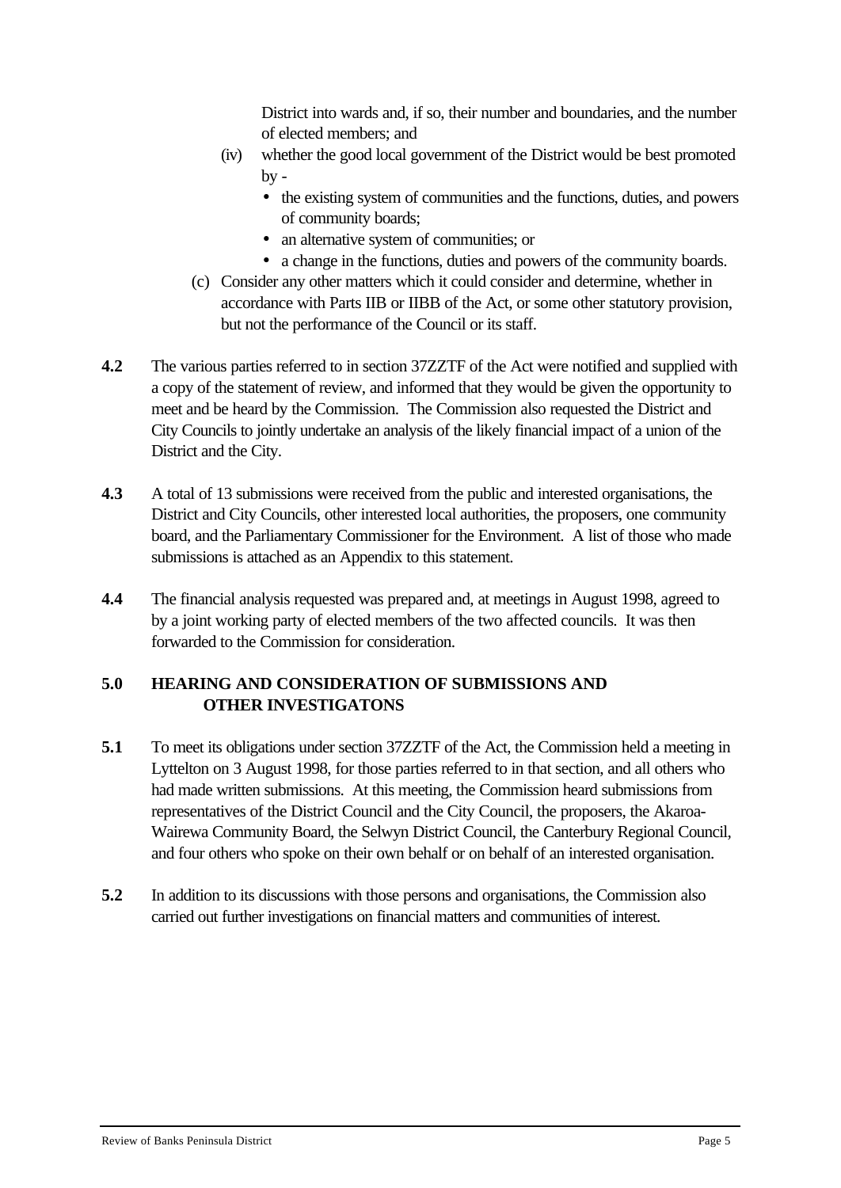District into wards and, if so, their number and boundaries, and the number of elected members; and

(iv) whether the good local government of the District would be best promoted by -

- the existing system of communities and the functions, duties, and powers of community boards;
- an alternative system of communities; or
- a change in the functions, duties and powers of the community boards.

(c) Consider any other matters which it could consider and determine, whether in accordance with Parts IIB or IIBB of the Act, or some other statutory provision, but not the performance of the Council or its staff.

**4.2** The various parties referred to in section 37ZZTF of the Act were notified and supplied with a copy of the statement of review, and informed that they would be given the opportunity to meet and be heard by the Commission. The Commission also requested the District and City Councils to jointly undertake an analysis of the likely financial impact of a union of the District and the City.

**4.3** A total of 13 submissions were received from the public and interested organisations, the District and City Councils, other interested local authorities, the proposers, one community board, and the Parliamentary Commissioner for the Environment. A list of those who made submissions is attached as an Appendix to this statement.

**4.4** The financial analysis requested was prepared and, at meetings in August 1998, agreed to by a joint working party of elected members of the two affected councils. It was then forwarded to the Commission for consideration.

## 5.0 HEARING AND CONSIDERATION OF SUBMISSIONS AND OTHER INVESTIGATONS

**5.1** To meet its obligations under section 37ZZTF of the Act, the Commission held a meeting in Lyttelton on 3 August 1998, for those parties referred to in that section, and all others who had made written submissions. At this meeting, the Commission heard submissions from representatives of the District Council and the City Council, the proposers, the Akaroa-Wairewa Community Board, the Selwyn District Council, the Canterbury Regional Council, and four others who spoke on their own behalf or on behalf of an interested organisation.

**5.2** In addition to its discussions with those persons and organisations, the Commission also carried out further investigations on financial matters and communities of interest.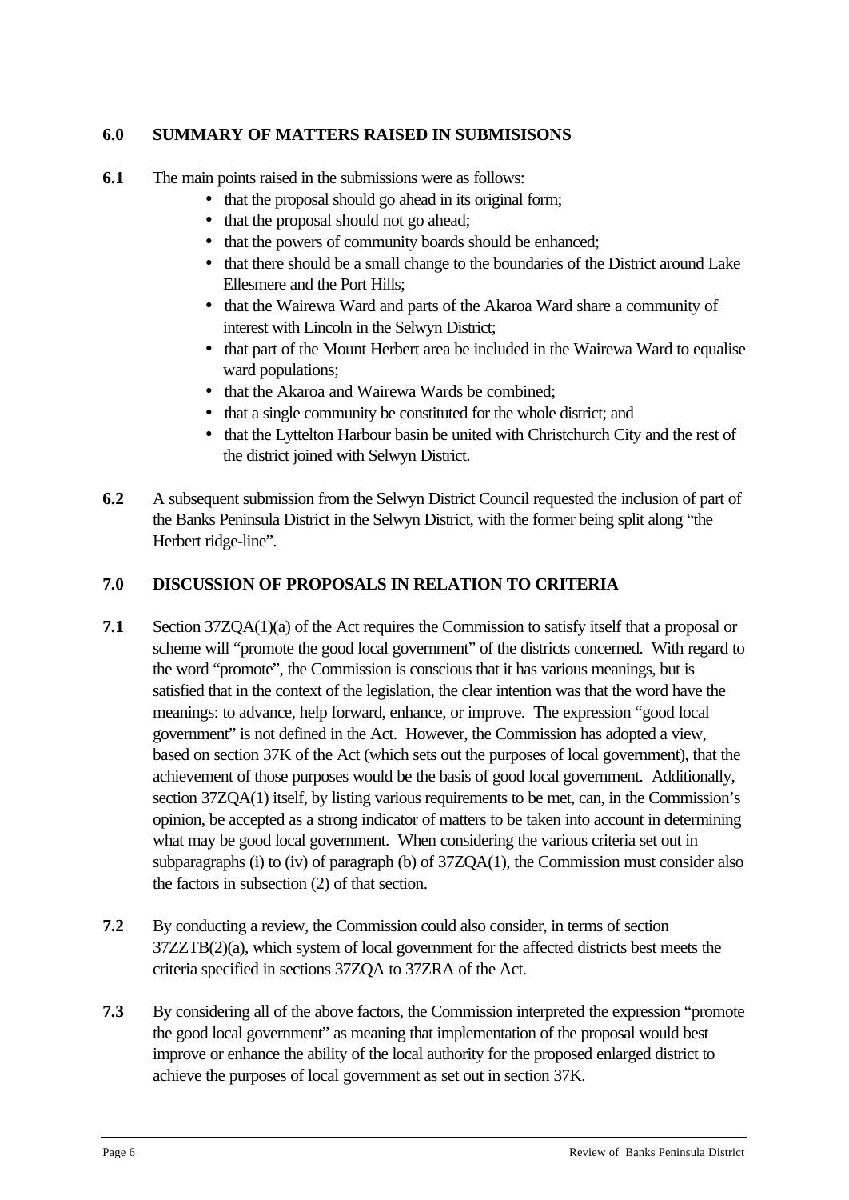## 6.0 SUMMARY OF MATTERS RAISED IN SUBMISISONS

**6.1** The main points raised in the submissions were as follows:

- that the proposal should go ahead in its original form;
- that the proposal should not go ahead;
- that the powers of community boards should be enhanced;
- that there should be a small change to the boundaries of the District around Lake Ellesmere and the Port Hills;
- that the Wairewa Ward and parts of the Akaroa Ward share a community of interest with Lincoln in the Selwyn District;
- that part of the Mount Herbert area be included in the Wairewa Ward to equalise ward populations;
- that the Akaroa and Wairewa Wards be combined;
- that a single community be constituted for the whole district; and
- that the Lyttelton Harbour basin be united with Christchurch City and the rest of the district joined with Selwyn District.

**6.2** A subsequent submission from the Selwyn District Council requested the inclusion of part of the Banks Peninsula District in the Selwyn District, with the former being split along "the Herbert ridge-line".

## 7.0 DISCUSSION OF PROPOSALS IN RELATION TO CRITERIA

**7.1** Section 37ZQA(1)(a) of the Act requires the Commission to satisfy itself that a proposal or scheme will "promote the good local government" of the districts concerned. With regard to the word "promote", the Commission is conscious that it has various meanings, but is satisfied that in the context of the legislation, the clear intention was that the word have the meanings: to advance, help forward, enhance, or improve. The expression "good local government" is not defined in the Act. However, the Commission has adopted a view, based on section 37K of the Act (which sets out the purposes of local government), that the achievement of those purposes would be the basis of good local government. Additionally, section 37ZQA(1) itself, by listing various requirements to be met, can, in the Commission's opinion, be accepted as a strong indicator of matters to be taken into account in determining what may be good local government. When considering the various criteria set out in subparagraphs (i) to (iv) of paragraph (b) of 37ZQA(1), the Commission must consider also the factors in subsection (2) of that section.

**7.2** By conducting a review, the Commission could also consider, in terms of section 37ZZTB(2)(a), which system of local government for the affected districts best meets the criteria specified in sections 37ZQA to 37ZRA of the Act.

**7.3** By considering all of the above factors, the Commission interpreted the expression "promote the good local government" as meaning that implementation of the proposal would best improve or enhance the ability of the local authority for the proposed enlarged district to achieve the purposes of local government as set out in section 37K.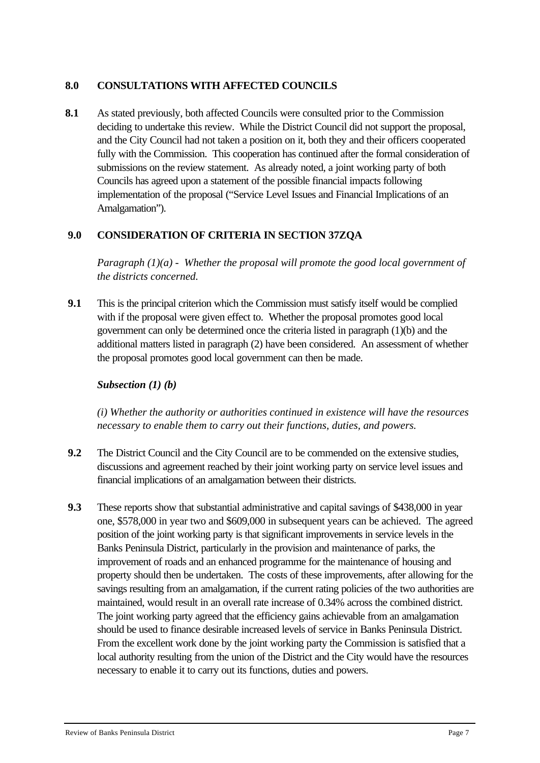## 8.0 CONSULTATIONS WITH AFFECTED COUNCILS

**8.1** As stated previously, both affected Councils were consulted prior to the Commission deciding to undertake this review. While the District Council did not support the proposal, and the City Council had not taken a position on it, both they and their officers cooperated fully with the Commission. This cooperation has continued after the formal consideration of submissions on the review statement. As already noted, a joint working party of both Councils has agreed upon a statement of the possible financial impacts following implementation of the proposal ("Service Level Issues and Financial Implications of an Amalgamation").

## 9.0 CONSIDERATION OF CRITERIA IN SECTION 37ZQA

*Paragraph (1)(a) - Whether the proposal will promote the good local government of the districts concerned.*

**9.1** This is the principal criterion which the Commission must satisfy itself would be complied with if the proposal were given effect to. Whether the proposal promotes good local government can only be determined once the criteria listed in paragraph (1)(b) and the additional matters listed in paragraph (2) have been considered. An assessment of whether the proposal promotes good local government can then be made.

***Subsection (1) (b)***

*(i) Whether the authority or authorities continued in existence will have the resources necessary to enable them to carry out their functions, duties, and powers.*

**9.2** The District Council and the City Council are to be commended on the extensive studies, discussions and agreement reached by their joint working party on service level issues and financial implications of an amalgamation between their districts.

**9.3** These reports show that substantial administrative and capital savings of \$438,000 in year one, \$578,000 in year two and \$609,000 in subsequent years can be achieved. The agreed position of the joint working party is that significant improvements in service levels in the Banks Peninsula District, particularly in the provision and maintenance of parks, the improvement of roads and an enhanced programme for the maintenance of housing and property should then be undertaken. The costs of these improvements, after allowing for the savings resulting from an amalgamation, if the current rating policies of the two authorities are maintained, would result in an overall rate increase of 0.34% across the combined district. The joint working party agreed that the efficiency gains achievable from an amalgamation should be used to finance desirable increased levels of service in Banks Peninsula District. From the excellent work done by the joint working party the Commission is satisfied that a local authority resulting from the union of the District and the City would have the resources necessary to enable it to carry out its functions, duties and powers.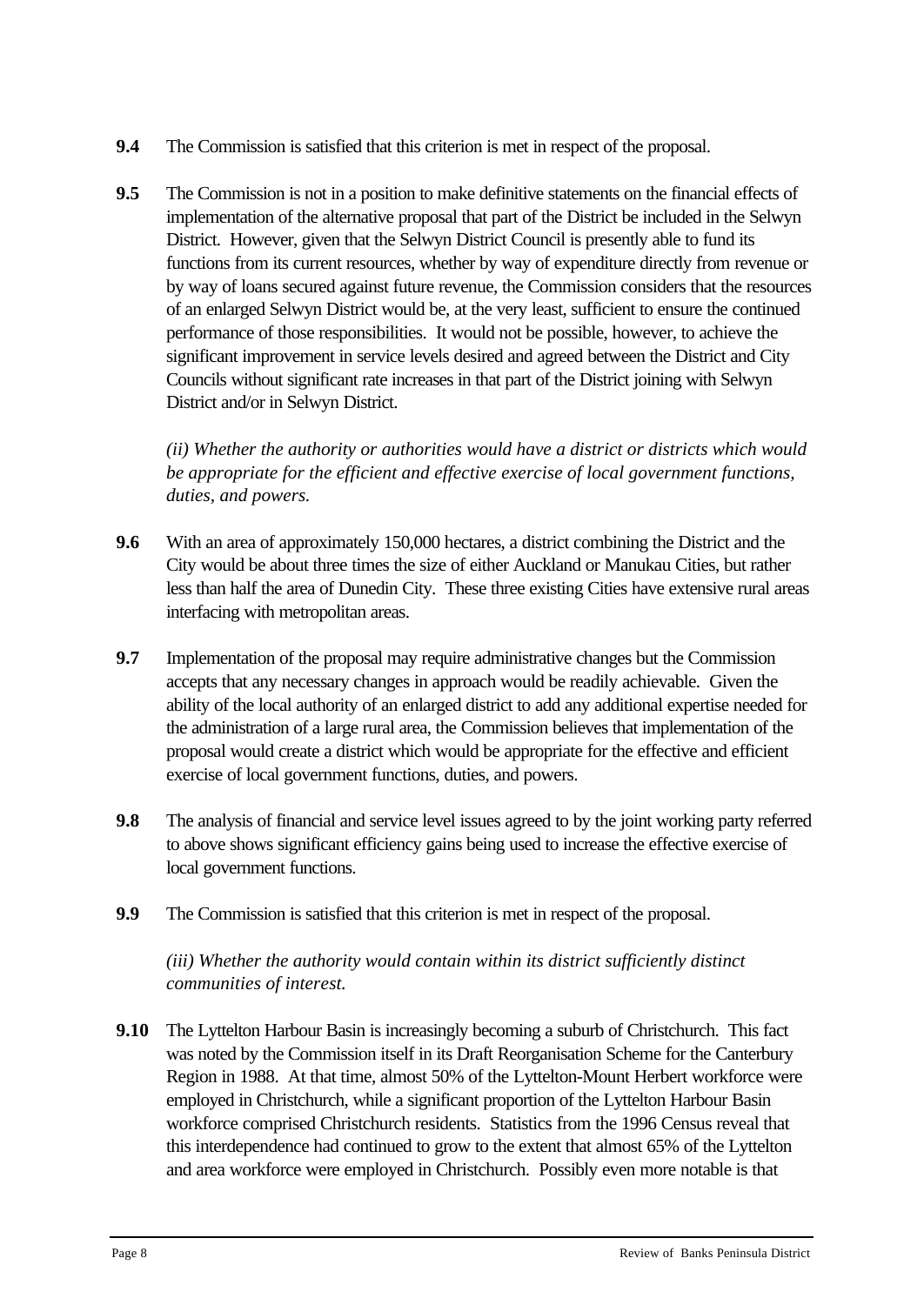**9.4** The Commission is satisfied that this criterion is met in respect of the proposal.

**9.5** The Commission is not in a position to make definitive statements on the financial effects of implementation of the alternative proposal that part of the District be included in the Selwyn District. However, given that the Selwyn District Council is presently able to fund its functions from its current resources, whether by way of expenditure directly from revenue or by way of loans secured against future revenue, the Commission considers that the resources of an enlarged Selwyn District would be, at the very least, sufficient to ensure the continued performance of those responsibilities. It would not be possible, however, to achieve the significant improvement in service levels desired and agreed between the District and City Councils without significant rate increases in that part of the District joining with Selwyn District and/or in Selwyn District.

*(ii) Whether the authority or authorities would have a district or districts which would be appropriate for the efficient and effective exercise of local government functions, duties, and powers.*

**9.6** With an area of approximately 150,000 hectares, a district combining the District and the City would be about three times the size of either Auckland or Manukau Cities, but rather less than half the area of Dunedin City. These three existing Cities have extensive rural areas interfacing with metropolitan areas.

**9.7** Implementation of the proposal may require administrative changes but the Commission accepts that any necessary changes in approach would be readily achievable. Given the ability of the local authority of an enlarged district to add any additional expertise needed for the administration of a large rural area, the Commission believes that implementation of the proposal would create a district which would be appropriate for the effective and efficient exercise of local government functions, duties, and powers.

**9.8** The analysis of financial and service level issues agreed to by the joint working party referred to above shows significant efficiency gains being used to increase the effective exercise of local government functions.

**9.9** The Commission is satisfied that this criterion is met in respect of the proposal.

*(iii) Whether the authority would contain within its district sufficiently distinct communities of interest.*

**9.10** The Lyttelton Harbour Basin is increasingly becoming a suburb of Christchurch. This fact was noted by the Commission itself in its Draft Reorganisation Scheme for the Canterbury Region in 1988. At that time, almost 50% of the Lyttelton-Mount Herbert workforce were employed in Christchurch, while a significant proportion of the Lyttelton Harbour Basin workforce comprised Christchurch residents. Statistics from the 1996 Census reveal that this interdependence had continued to grow to the extent that almost 65% of the Lyttelton and area workforce were employed in Christchurch. Possibly even more notable is that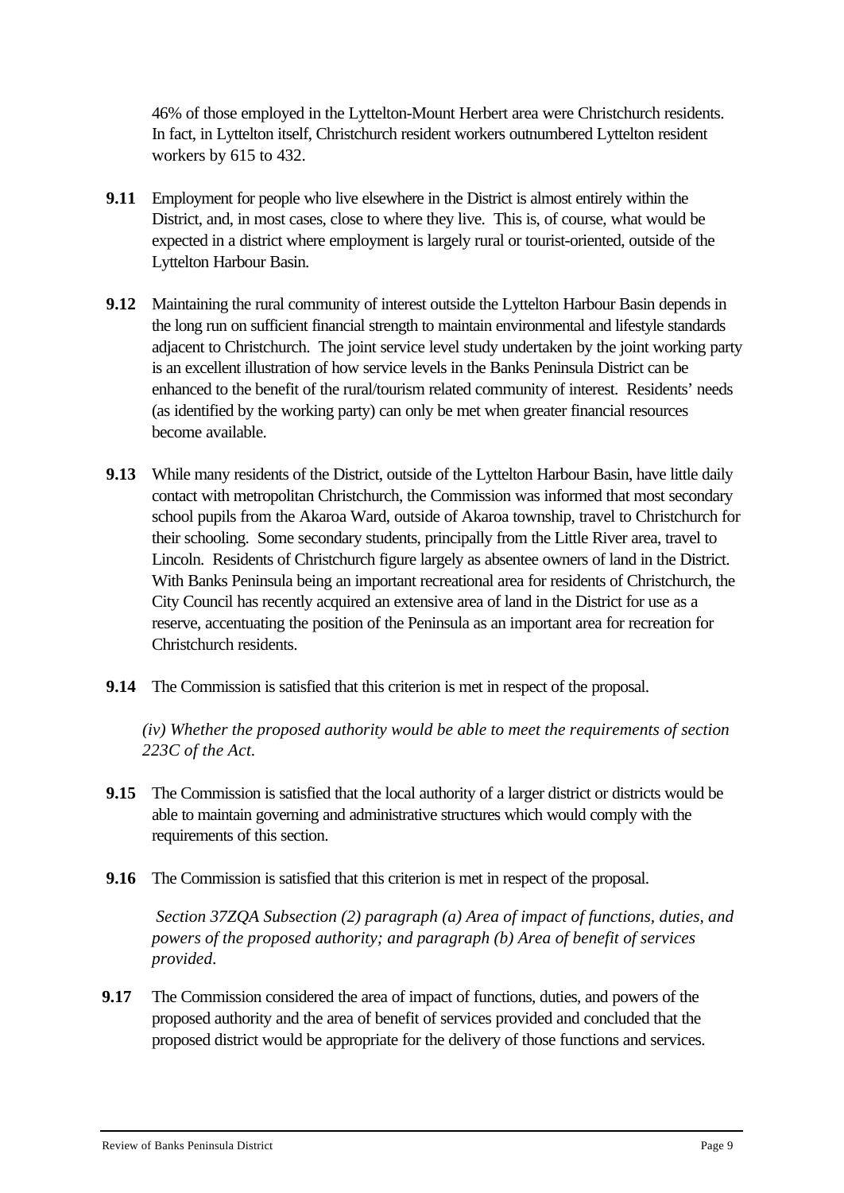46% of those employed in the Lyttelton-Mount Herbert area were Christchurch residents. In fact, in Lyttelton itself, Christchurch resident workers outnumbered Lyttelton resident workers by 615 to 432.

**9.11** Employment for people who live elsewhere in the District is almost entirely within the District, and, in most cases, close to where they live. This is, of course, what would be expected in a district where employment is largely rural or tourist-oriented, outside of the Lyttelton Harbour Basin.

**9.12** Maintaining the rural community of interest outside the Lyttelton Harbour Basin depends in the long run on sufficient financial strength to maintain environmental and lifestyle standards adjacent to Christchurch. The joint service level study undertaken by the joint working party is an excellent illustration of how service levels in the Banks Peninsula District can be enhanced to the benefit of the rural/tourism related community of interest. Residents' needs (as identified by the working party) can only be met when greater financial resources become available.

**9.13** While many residents of the District, outside of the Lyttelton Harbour Basin, have little daily contact with metropolitan Christchurch, the Commission was informed that most secondary school pupils from the Akaroa Ward, outside of Akaroa township, travel to Christchurch for their schooling. Some secondary students, principally from the Little River area, travel to Lincoln. Residents of Christchurch figure largely as absentee owners of land in the District. With Banks Peninsula being an important recreational area for residents of Christchurch, the City Council has recently acquired an extensive area of land in the District for use as a reserve, accentuating the position of the Peninsula as an important area for recreation for Christchurch residents.

**9.14** The Commission is satisfied that this criterion is met in respect of the proposal.

*(iv) Whether the proposed authority would be able to meet the requirements of section 223C of the Act.*

**9.15** The Commission is satisfied that the local authority of a larger district or districts would be able to maintain governing and administrative structures which would comply with the requirements of this section.

**9.16** The Commission is satisfied that this criterion is met in respect of the proposal.

*Section 37ZQA Subsection (2) paragraph (a) Area of impact of functions, duties, and powers of the proposed authority; and paragraph (b) Area of benefit of services provided.*

**9.17** The Commission considered the area of impact of functions, duties, and powers of the proposed authority and the area of benefit of services provided and concluded that the proposed district would be appropriate for the delivery of those functions and services.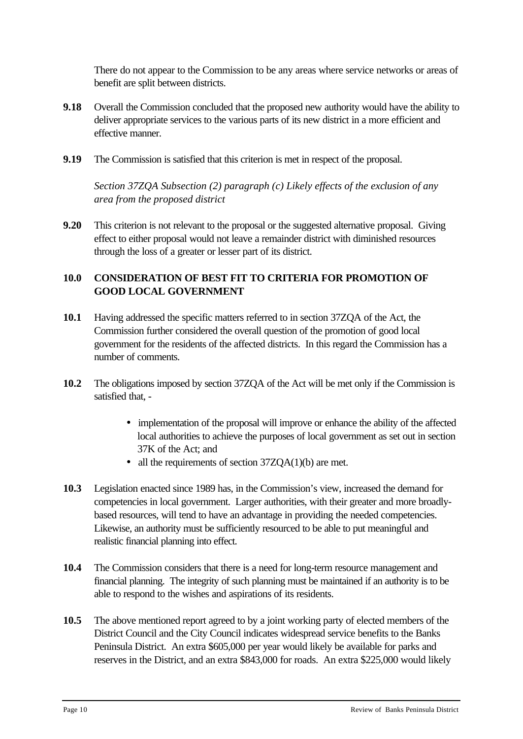There do not appear to the Commission to be any areas where service networks or areas of benefit are split between districts.

**9.18** Overall the Commission concluded that the proposed new authority would have the ability to deliver appropriate services to the various parts of its new district in a more efficient and effective manner.

**9.19** The Commission is satisfied that this criterion is met in respect of the proposal.

*Section 37ZQA Subsection (2) paragraph (c) Likely effects of the exclusion of any area from the proposed district*

**9.20** This criterion is not relevant to the proposal or the suggested alternative proposal. Giving effect to either proposal would not leave a remainder district with diminished resources through the loss of a greater or lesser part of its district.

## 10.0 CONSIDERATION OF BEST FIT TO CRITERIA FOR PROMOTION OF GOOD LOCAL GOVERNMENT

**10.1** Having addressed the specific matters referred to in section 37ZQA of the Act, the Commission further considered the overall question of the promotion of good local government for the residents of the affected districts. In this regard the Commission has a number of comments.

**10.2** The obligations imposed by section 37ZQA of the Act will be met only if the Commission is satisfied that, -

- implementation of the proposal will improve or enhance the ability of the affected local authorities to achieve the purposes of local government as set out in section 37K of the Act; and
- all the requirements of section 37ZQA(1)(b) are met.

**10.3** Legislation enacted since 1989 has, in the Commission's view, increased the demand for competencies in local government. Larger authorities, with their greater and more broadly-based resources, will tend to have an advantage in providing the needed competencies. Likewise, an authority must be sufficiently resourced to be able to put meaningful and realistic financial planning into effect.

**10.4** The Commission considers that there is a need for long-term resource management and financial planning. The integrity of such planning must be maintained if an authority is to be able to respond to the wishes and aspirations of its residents.

**10.5** The above mentioned report agreed to by a joint working party of elected members of the District Council and the City Council indicates widespread service benefits to the Banks Peninsula District. An extra $605,000 per year would likely be available for parks and reserves in the District, and an extra $843,000 for roads. An extra $225,000 would likely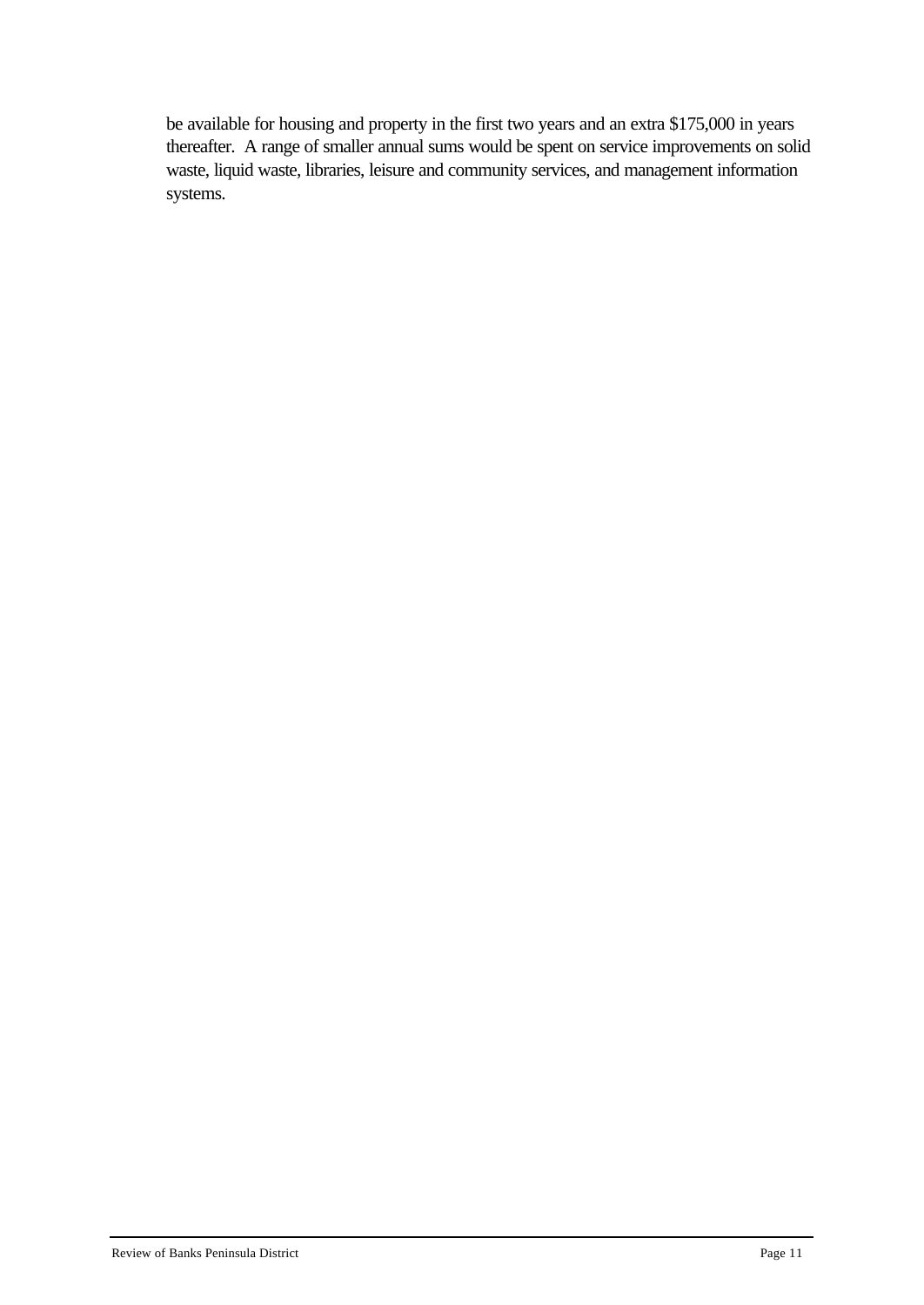be available for housing and property in the first two years and an extra $175,000 in years thereafter. A range of smaller annual sums would be spent on service improvements on solid waste, liquid waste, libraries, leisure and community services, and management information systems.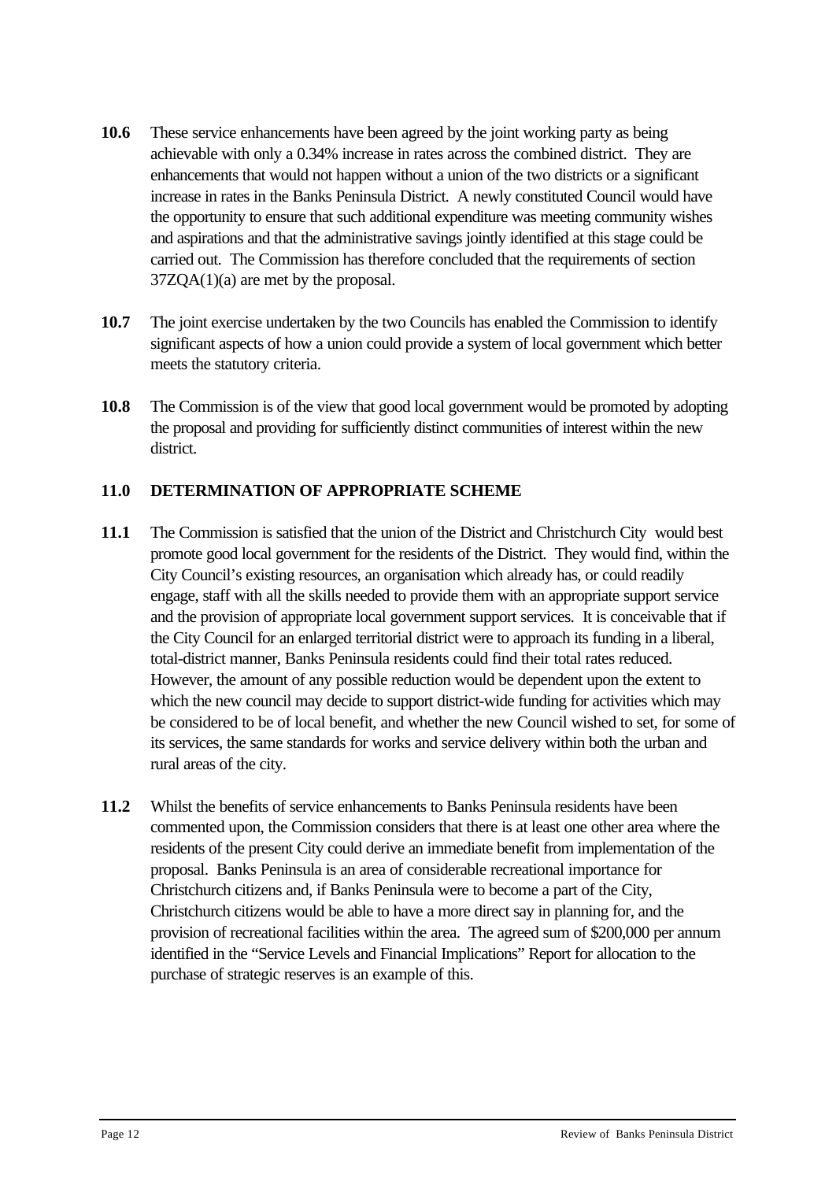**10.6** These service enhancements have been agreed by the joint working party as being achievable with only a 0.34% increase in rates across the combined district. They are enhancements that would not happen without a union of the two districts or a significant increase in rates in the Banks Peninsula District. A newly constituted Council would have the opportunity to ensure that such additional expenditure was meeting community wishes and aspirations and that the administrative savings jointly identified at this stage could be carried out. The Commission has therefore concluded that the requirements of section 37ZQA(1)(a) are met by the proposal.

**10.7** The joint exercise undertaken by the two Councils has enabled the Commission to identify significant aspects of how a union could provide a system of local government which better meets the statutory criteria.

**10.8** The Commission is of the view that good local government would be promoted by adopting the proposal and providing for sufficiently distinct communities of interest within the new district.

## 11.0 DETERMINATION OF APPROPRIATE SCHEME

**11.1** The Commission is satisfied that the union of the District and Christchurch City would best promote good local government for the residents of the District. They would find, within the City Council's existing resources, an organisation which already has, or could readily engage, staff with all the skills needed to provide them with an appropriate support service and the provision of appropriate local government support services. It is conceivable that if the City Council for an enlarged territorial district were to approach its funding in a liberal, total-district manner, Banks Peninsula residents could find their total rates reduced. However, the amount of any possible reduction would be dependent upon the extent to which the new council may decide to support district-wide funding for activities which may be considered to be of local benefit, and whether the new Council wished to set, for some of its services, the same standards for works and service delivery within both the urban and rural areas of the city.

**11.2** Whilst the benefits of service enhancements to Banks Peninsula residents have been commented upon, the Commission considers that there is at least one other area where the residents of the present City could derive an immediate benefit from implementation of the proposal. Banks Peninsula is an area of considerable recreational importance for Christchurch citizens and, if Banks Peninsula were to become a part of the City, Christchurch citizens would be able to have a more direct say in planning for, and the provision of recreational facilities within the area. The agreed sum of $200,000 per annum identified in the "Service Levels and Financial Implications" Report for allocation to the purchase of strategic reserves is an example of this.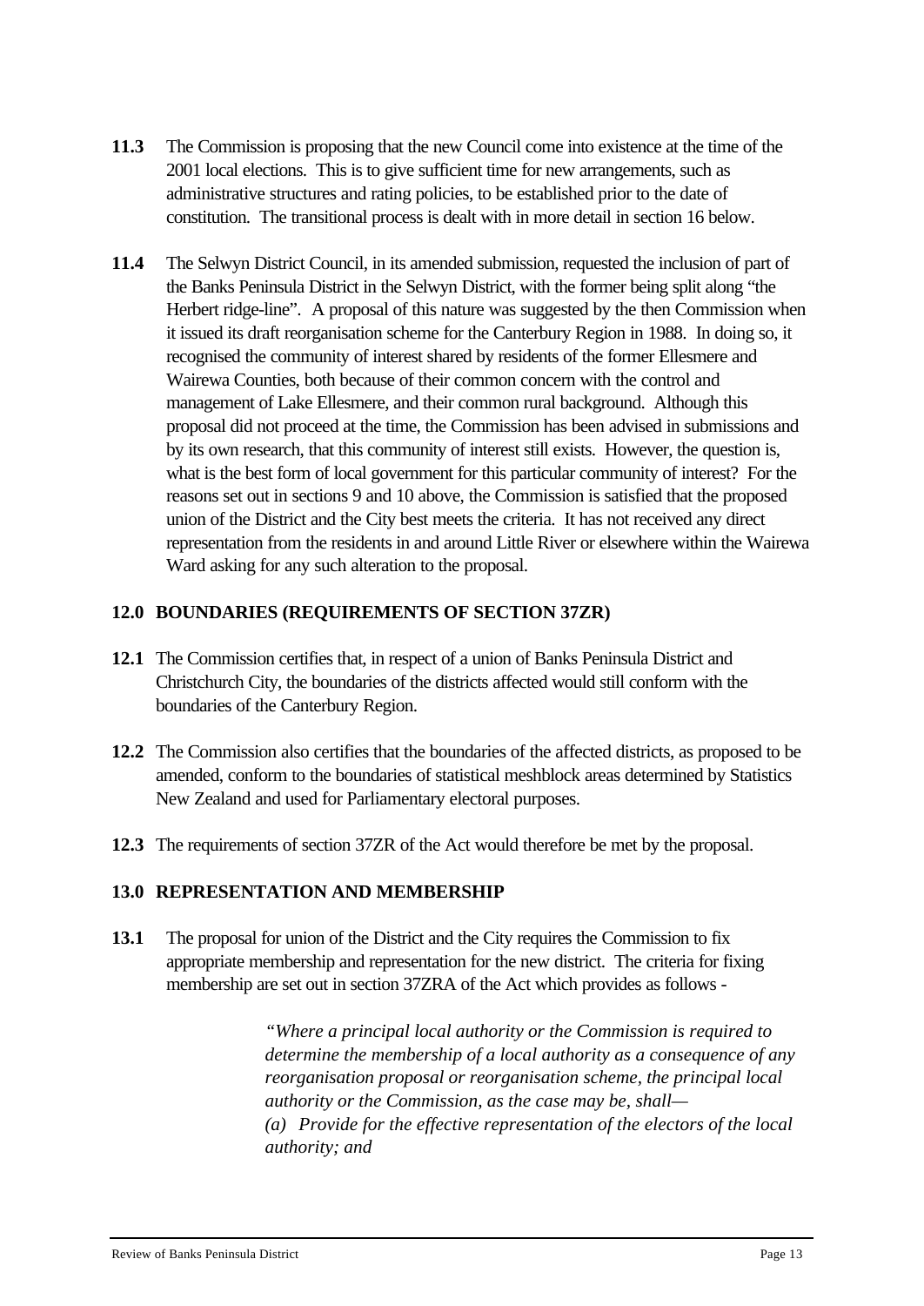**11.3** The Commission is proposing that the new Council come into existence at the time of the 2001 local elections. This is to give sufficient time for new arrangements, such as administrative structures and rating policies, to be established prior to the date of constitution. The transitional process is dealt with in more detail in section 16 below.

**11.4** The Selwyn District Council, in its amended submission, requested the inclusion of part of the Banks Peninsula District in the Selwyn District, with the former being split along "the Herbert ridge-line". A proposal of this nature was suggested by the then Commission when it issued its draft reorganisation scheme for the Canterbury Region in 1988. In doing so, it recognised the community of interest shared by residents of the former Ellesmere and Wairewa Counties, both because of their common concern with the control and management of Lake Ellesmere, and their common rural background. Although this proposal did not proceed at the time, the Commission has been advised in submissions and by its own research, that this community of interest still exists. However, the question is, what is the best form of local government for this particular community of interest? For the reasons set out in sections 9 and 10 above, the Commission is satisfied that the proposed union of the District and the City best meets the criteria. It has not received any direct representation from the residents in and around Little River or elsewhere within the Wairewa Ward asking for any such alteration to the proposal.

## 12.0 BOUNDARIES (REQUIREMENTS OF SECTION 37ZR)

**12.1** The Commission certifies that, in respect of a union of Banks Peninsula District and Christchurch City, the boundaries of the districts affected would still conform with the boundaries of the Canterbury Region.

**12.2** The Commission also certifies that the boundaries of the affected districts, as proposed to be amended, conform to the boundaries of statistical meshblock areas determined by Statistics New Zealand and used for Parliamentary electoral purposes.

**12.3** The requirements of section 37ZR of the Act would therefore be met by the proposal.

## 13.0 REPRESENTATION AND MEMBERSHIP

**13.1** The proposal for union of the District and the City requires the Commission to fix appropriate membership and representation for the new district. The criteria for fixing membership are set out in section 37ZRA of the Act which provides as follows -

> *"Where a principal local authority or the Commission is required to determine the membership of a local authority as a consequence of any reorganisation proposal or reorganisation scheme, the principal local authority or the Commission, as the case may be, shall—*
> *(a) Provide for the effective representation of the electors of the local authority; and*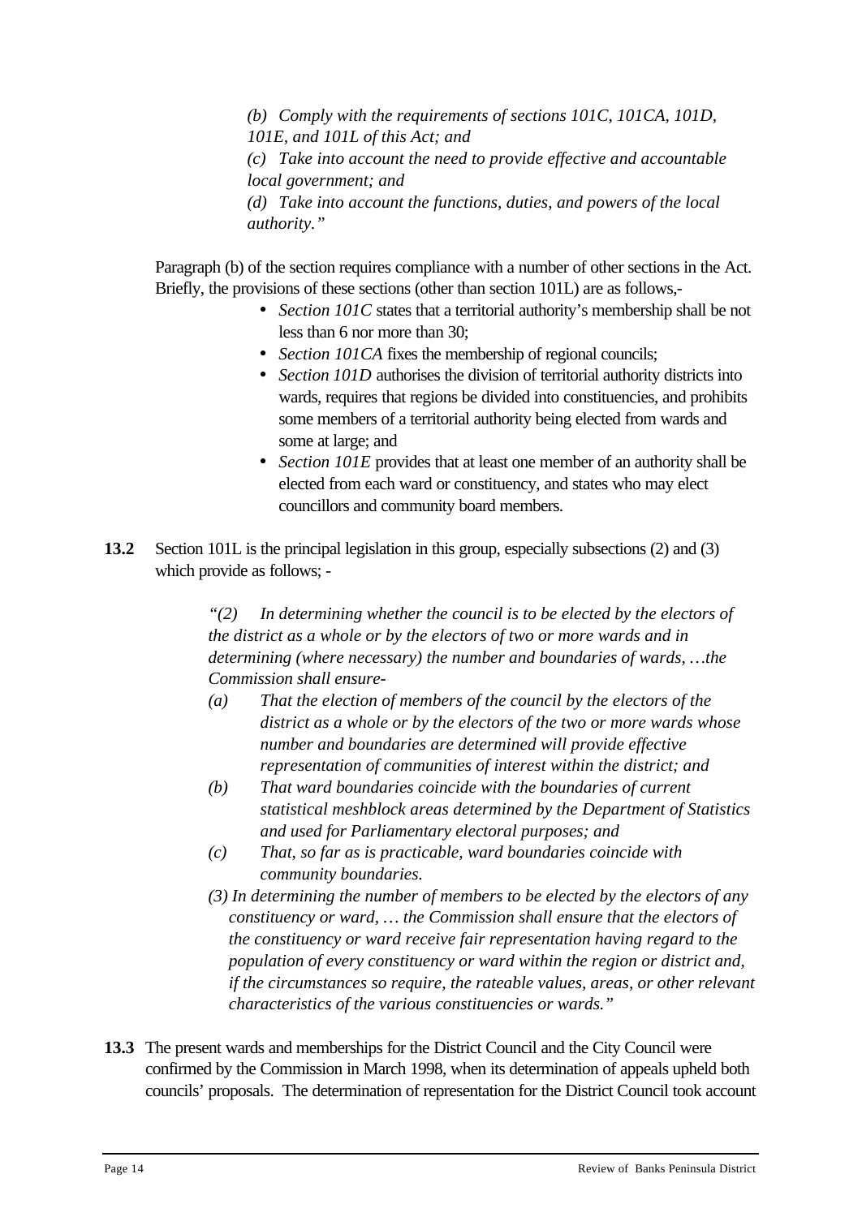*(b) Comply with the requirements of sections 101C, 101CA, 101D, 101E, and 101L of this Act; and*
*(c) Take into account the need to provide effective and accountable local government; and*
*(d) Take into account the functions, duties, and powers of the local authority."*

Paragraph (b) of the section requires compliance with a number of other sections in the Act. Briefly, the provisions of these sections (other than section 101L) are as follows,-

- *Section 101C* states that a territorial authority's membership shall be not less than 6 nor more than 30;
- *Section 101CA* fixes the membership of regional councils;
- *Section 101D* authorises the division of territorial authority districts into wards, requires that regions be divided into constituencies, and prohibits some members of a territorial authority being elected from wards and some at large; and
- *Section 101E* provides that at least one member of an authority shall be elected from each ward or constituency, and states who may elect councillors and community board members.

**13.2** Section 101L is the principal legislation in this group, especially subsections (2) and (3) which provide as follows; -

> *"(2) In determining whether the council is to be elected by the electors of the district as a whole or by the electors of two or more wards and in determining (where necessary) the number and boundaries of wards, …the Commission shall ensure-*
>
> *(a) That the election of members of the council by the electors of the district as a whole or by the electors of the two or more wards whose number and boundaries are determined will provide effective representation of communities of interest within the district; and*
>
> *(b) That ward boundaries coincide with the boundaries of current statistical meshblock areas determined by the Department of Statistics and used for Parliamentary electoral purposes; and*
>
> *(c) That, so far as is practicable, ward boundaries coincide with community boundaries.*
>
> *(3) In determining the number of members to be elected by the electors of any constituency or ward, … the Commission shall ensure that the electors of the constituency or ward receive fair representation having regard to the population of every constituency or ward within the region or district and, if the circumstances so require, the rateable values, areas, or other relevant characteristics of the various constituencies or wards."*

**13.3** The present wards and memberships for the District Council and the City Council were confirmed by the Commission in March 1998, when its determination of appeals upheld both councils' proposals. The determination of representation for the District Council took account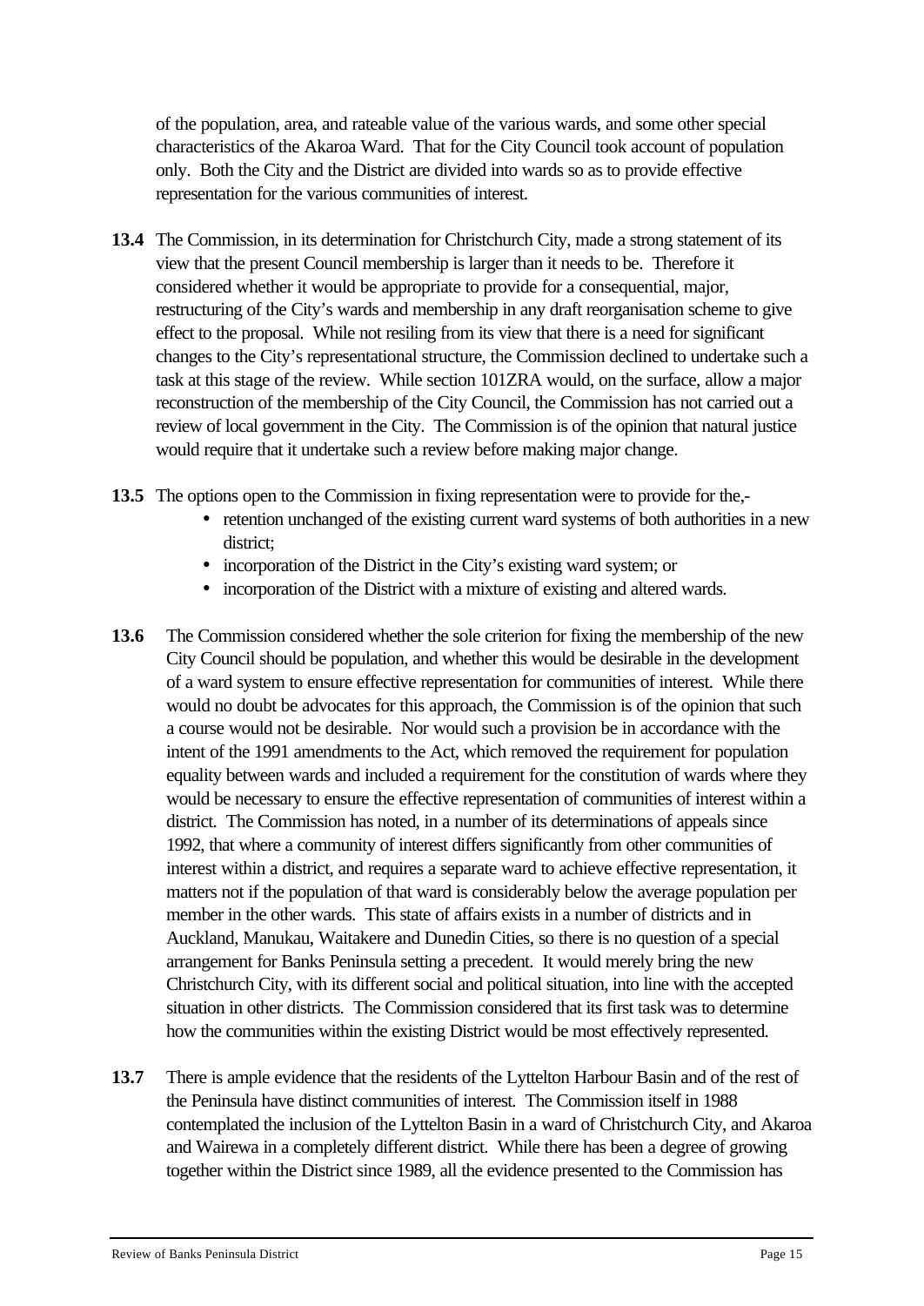of the population, area, and rateable value of the various wards, and some other special characteristics of the Akaroa Ward. That for the City Council took account of population only. Both the City and the District are divided into wards so as to provide effective representation for the various communities of interest.

**13.4** The Commission, in its determination for Christchurch City, made a strong statement of its view that the present Council membership is larger than it needs to be. Therefore it considered whether it would be appropriate to provide for a consequential, major, restructuring of the City's wards and membership in any draft reorganisation scheme to give effect to the proposal. While not resiling from its view that there is a need for significant changes to the City's representational structure, the Commission declined to undertake such a task at this stage of the review. While section 101ZRA would, on the surface, allow a major reconstruction of the membership of the City Council, the Commission has not carried out a review of local government in the City. The Commission is of the opinion that natural justice would require that it undertake such a review before making major change.

**13.5** The options open to the Commission in fixing representation were to provide for the,-

- retention unchanged of the existing current ward systems of both authorities in a new district;
- incorporation of the District in the City's existing ward system; or
- incorporation of the District with a mixture of existing and altered wards.

**13.6** The Commission considered whether the sole criterion for fixing the membership of the new City Council should be population, and whether this would be desirable in the development of a ward system to ensure effective representation for communities of interest. While there would no doubt be advocates for this approach, the Commission is of the opinion that such a course would not be desirable. Nor would such a provision be in accordance with the intent of the 1991 amendments to the Act, which removed the requirement for population equality between wards and included a requirement for the constitution of wards where they would be necessary to ensure the effective representation of communities of interest within a district. The Commission has noted, in a number of its determinations of appeals since 1992, that where a community of interest differs significantly from other communities of interest within a district, and requires a separate ward to achieve effective representation, it matters not if the population of that ward is considerably below the average population per member in the other wards. This state of affairs exists in a number of districts and in Auckland, Manukau, Waitakere and Dunedin Cities, so there is no question of a special arrangement for Banks Peninsula setting a precedent. It would merely bring the new Christchurch City, with its different social and political situation, into line with the accepted situation in other districts. The Commission considered that its first task was to determine how the communities within the existing District would be most effectively represented.

**13.7** There is ample evidence that the residents of the Lyttelton Harbour Basin and of the rest of the Peninsula have distinct communities of interest. The Commission itself in 1988 contemplated the inclusion of the Lyttelton Basin in a ward of Christchurch City, and Akaroa and Wairewa in a completely different district. While there has been a degree of growing together within the District since 1989, all the evidence presented to the Commission has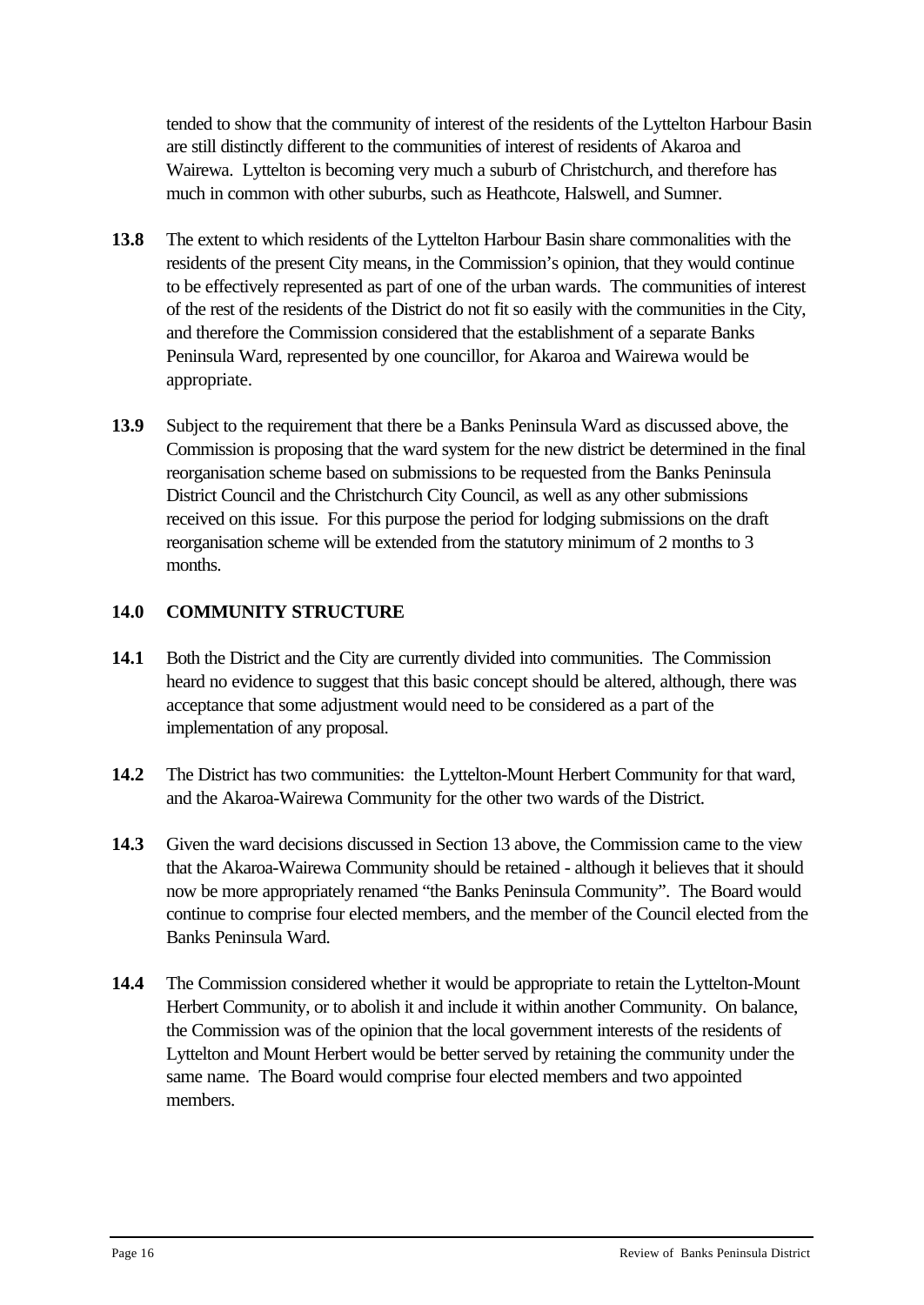tended to show that the community of interest of the residents of the Lyttelton Harbour Basin are still distinctly different to the communities of interest of residents of Akaroa and Wairewa. Lyttelton is becoming very much a suburb of Christchurch, and therefore has much in common with other suburbs, such as Heathcote, Halswell, and Sumner.

**13.8** The extent to which residents of the Lyttelton Harbour Basin share commonalities with the residents of the present City means, in the Commission's opinion, that they would continue to be effectively represented as part of one of the urban wards. The communities of interest of the rest of the residents of the District do not fit so easily with the communities in the City, and therefore the Commission considered that the establishment of a separate Banks Peninsula Ward, represented by one councillor, for Akaroa and Wairewa would be appropriate.

**13.9** Subject to the requirement that there be a Banks Peninsula Ward as discussed above, the Commission is proposing that the ward system for the new district be determined in the final reorganisation scheme based on submissions to be requested from the Banks Peninsula District Council and the Christchurch City Council, as well as any other submissions received on this issue. For this purpose the period for lodging submissions on the draft reorganisation scheme will be extended from the statutory minimum of 2 months to 3 months.

## 14.0 COMMUNITY STRUCTURE

**14.1** Both the District and the City are currently divided into communities. The Commission heard no evidence to suggest that this basic concept should be altered, although, there was acceptance that some adjustment would need to be considered as a part of the implementation of any proposal.

**14.2** The District has two communities: the Lyttelton-Mount Herbert Community for that ward, and the Akaroa-Wairewa Community for the other two wards of the District.

**14.3** Given the ward decisions discussed in Section 13 above, the Commission came to the view that the Akaroa-Wairewa Community should be retained - although it believes that it should now be more appropriately renamed "the Banks Peninsula Community". The Board would continue to comprise four elected members, and the member of the Council elected from the Banks Peninsula Ward.

**14.4** The Commission considered whether it would be appropriate to retain the Lyttelton-Mount Herbert Community, or to abolish it and include it within another Community. On balance, the Commission was of the opinion that the local government interests of the residents of Lyttelton and Mount Herbert would be better served by retaining the community under the same name. The Board would comprise four elected members and two appointed members.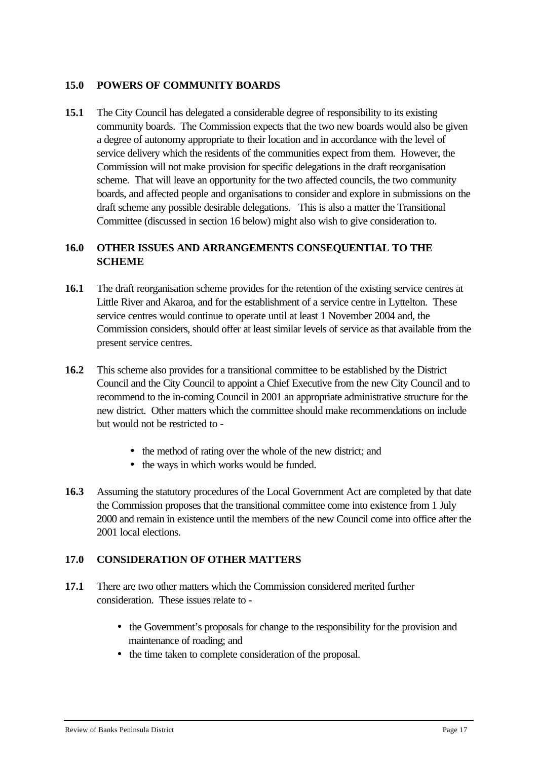## 15.0 POWERS OF COMMUNITY BOARDS

**15.1** The City Council has delegated a considerable degree of responsibility to its existing community boards. The Commission expects that the two new boards would also be given a degree of autonomy appropriate to their location and in accordance with the level of service delivery which the residents of the communities expect from them. However, the Commission will not make provision for specific delegations in the draft reorganisation scheme. That will leave an opportunity for the two affected councils, the two community boards, and affected people and organisations to consider and explore in submissions on the draft scheme any possible desirable delegations. This is also a matter the Transitional Committee (discussed in section 16 below) might also wish to give consideration to.

## 16.0 OTHER ISSUES AND ARRANGEMENTS CONSEQUENTIAL TO THE SCHEME

**16.1** The draft reorganisation scheme provides for the retention of the existing service centres at Little River and Akaroa, and for the establishment of a service centre in Lyttelton. These service centres would continue to operate until at least 1 November 2004 and, the Commission considers, should offer at least similar levels of service as that available from the present service centres.

**16.2** This scheme also provides for a transitional committee to be established by the District Council and the City Council to appoint a Chief Executive from the new City Council and to recommend to the in-coming Council in 2001 an appropriate administrative structure for the new district. Other matters which the committee should make recommendations on include but would not be restricted to -

- the method of rating over the whole of the new district; and
- the ways in which works would be funded.

**16.3** Assuming the statutory procedures of the Local Government Act are completed by that date the Commission proposes that the transitional committee come into existence from 1 July 2000 and remain in existence until the members of the new Council come into office after the 2001 local elections.

## 17.0 CONSIDERATION OF OTHER MATTERS

**17.1** There are two other matters which the Commission considered merited further consideration. These issues relate to -

- the Government's proposals for change to the responsibility for the provision and maintenance of roading; and
- the time taken to complete consideration of the proposal.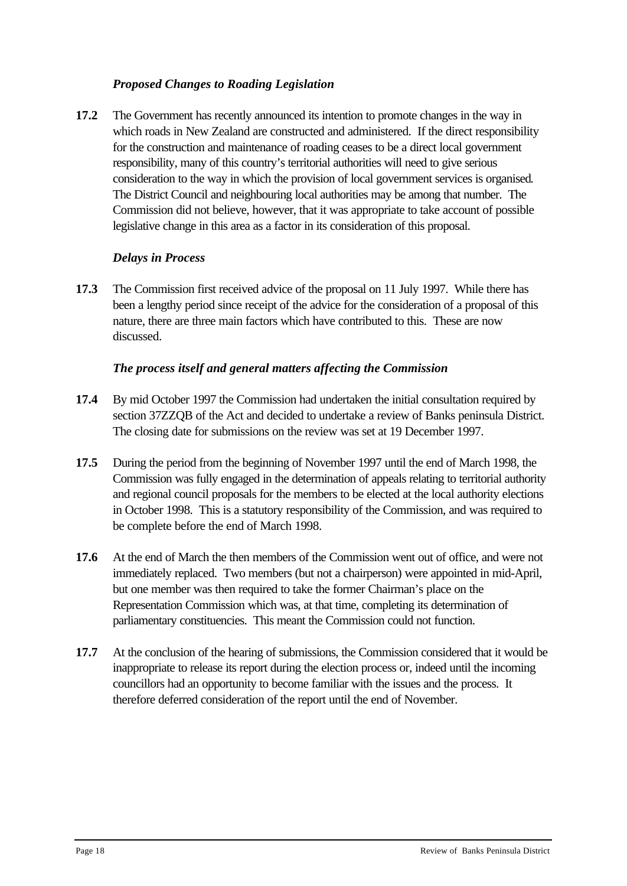### *Proposed Changes to Roading Legislation*

**17.2** The Government has recently announced its intention to promote changes in the way in which roads in New Zealand are constructed and administered. If the direct responsibility for the construction and maintenance of roading ceases to be a direct local government responsibility, many of this country's territorial authorities will need to give serious consideration to the way in which the provision of local government services is organised. The District Council and neighbouring local authorities may be among that number. The Commission did not believe, however, that it was appropriate to take account of possible legislative change in this area as a factor in its consideration of this proposal.

### *Delays in Process*

**17.3** The Commission first received advice of the proposal on 11 July 1997. While there has been a lengthy period since receipt of the advice for the consideration of a proposal of this nature, there are three main factors which have contributed to this. These are now discussed.

### *The process itself and general matters affecting the Commission*

**17.4** By mid October 1997 the Commission had undertaken the initial consultation required by section 37ZZQB of the Act and decided to undertake a review of Banks peninsula District. The closing date for submissions on the review was set at 19 December 1997.

**17.5** During the period from the beginning of November 1997 until the end of March 1998, the Commission was fully engaged in the determination of appeals relating to territorial authority and regional council proposals for the members to be elected at the local authority elections in October 1998. This is a statutory responsibility of the Commission, and was required to be complete before the end of March 1998.

**17.6** At the end of March the then members of the Commission went out of office, and were not immediately replaced. Two members (but not a chairperson) were appointed in mid-April, but one member was then required to take the former Chairman's place on the Representation Commission which was, at that time, completing its determination of parliamentary constituencies. This meant the Commission could not function.

**17.7** At the conclusion of the hearing of submissions, the Commission considered that it would be inappropriate to release its report during the election process or, indeed until the incoming councillors had an opportunity to become familiar with the issues and the process. It therefore deferred consideration of the report until the end of November.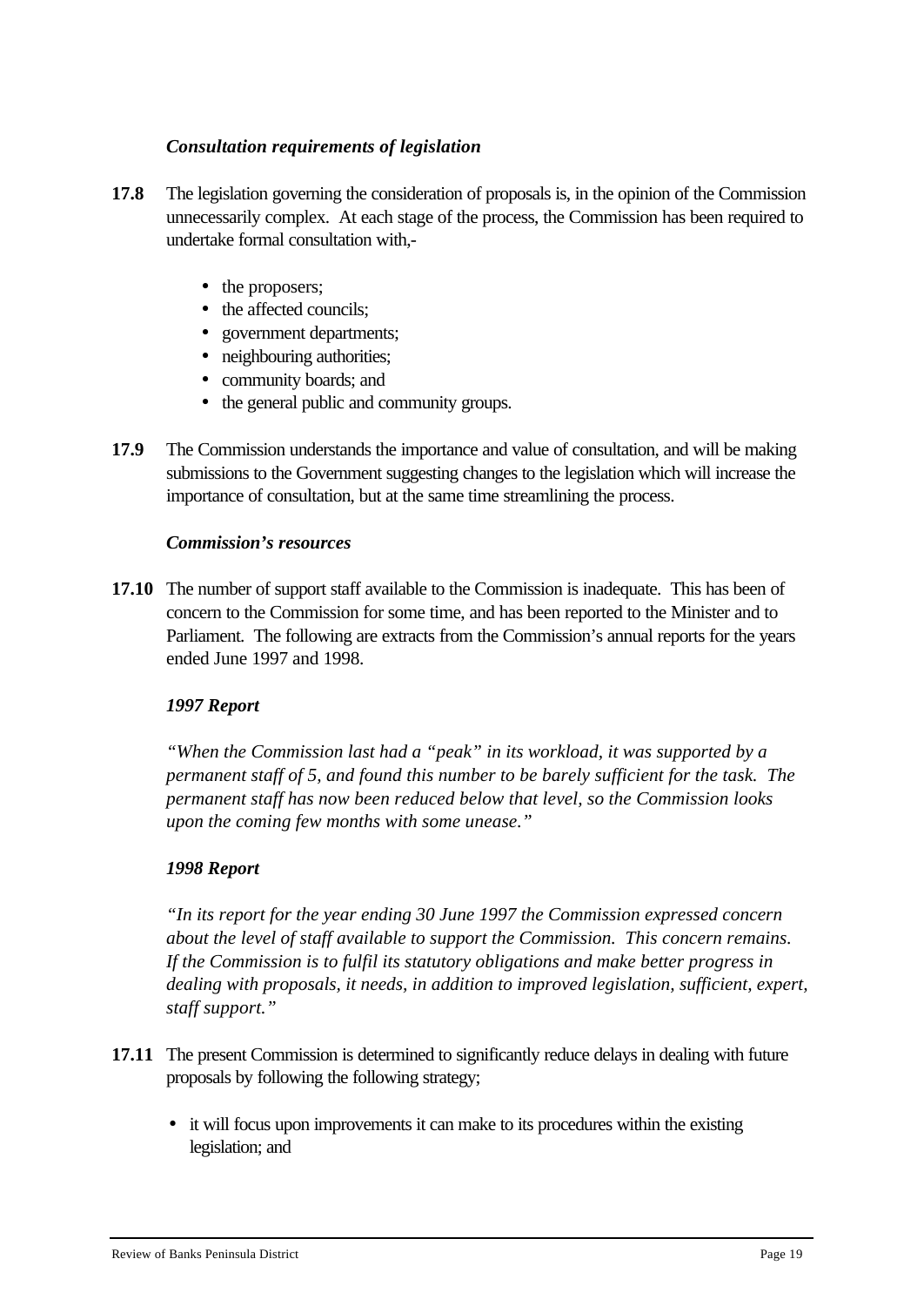### *Consultation requirements of legislation*

**17.8** The legislation governing the consideration of proposals is, in the opinion of the Commission unnecessarily complex. At each stage of the process, the Commission has been required to undertake formal consultation with,-

- the proposers;
- the affected councils;
- government departments;
- neighbouring authorities;
- community boards; and
- the general public and community groups.

**17.9** The Commission understands the importance and value of consultation, and will be making submissions to the Government suggesting changes to the legislation which will increase the importance of consultation, but at the same time streamlining the process.

### *Commission's resources*

**17.10** The number of support staff available to the Commission is inadequate. This has been of concern to the Commission for some time, and has been reported to the Minister and to Parliament. The following are extracts from the Commission's annual reports for the years ended June 1997 and 1998.

***1997 Report***

*"When the Commission last had a "peak" in its workload, it was supported by a permanent staff of 5, and found this number to be barely sufficient for the task. The permanent staff has now been reduced below that level, so the Commission looks upon the coming few months with some unease."*

***1998 Report***

*"In its report for the year ending 30 June 1997 the Commission expressed concern about the level of staff available to support the Commission. This concern remains. If the Commission is to fulfil its statutory obligations and make better progress in dealing with proposals, it needs, in addition to improved legislation, sufficient, expert, staff support."*

**17.11** The present Commission is determined to significantly reduce delays in dealing with future proposals by following the following strategy;

- it will focus upon improvements it can make to its procedures within the existing legislation; and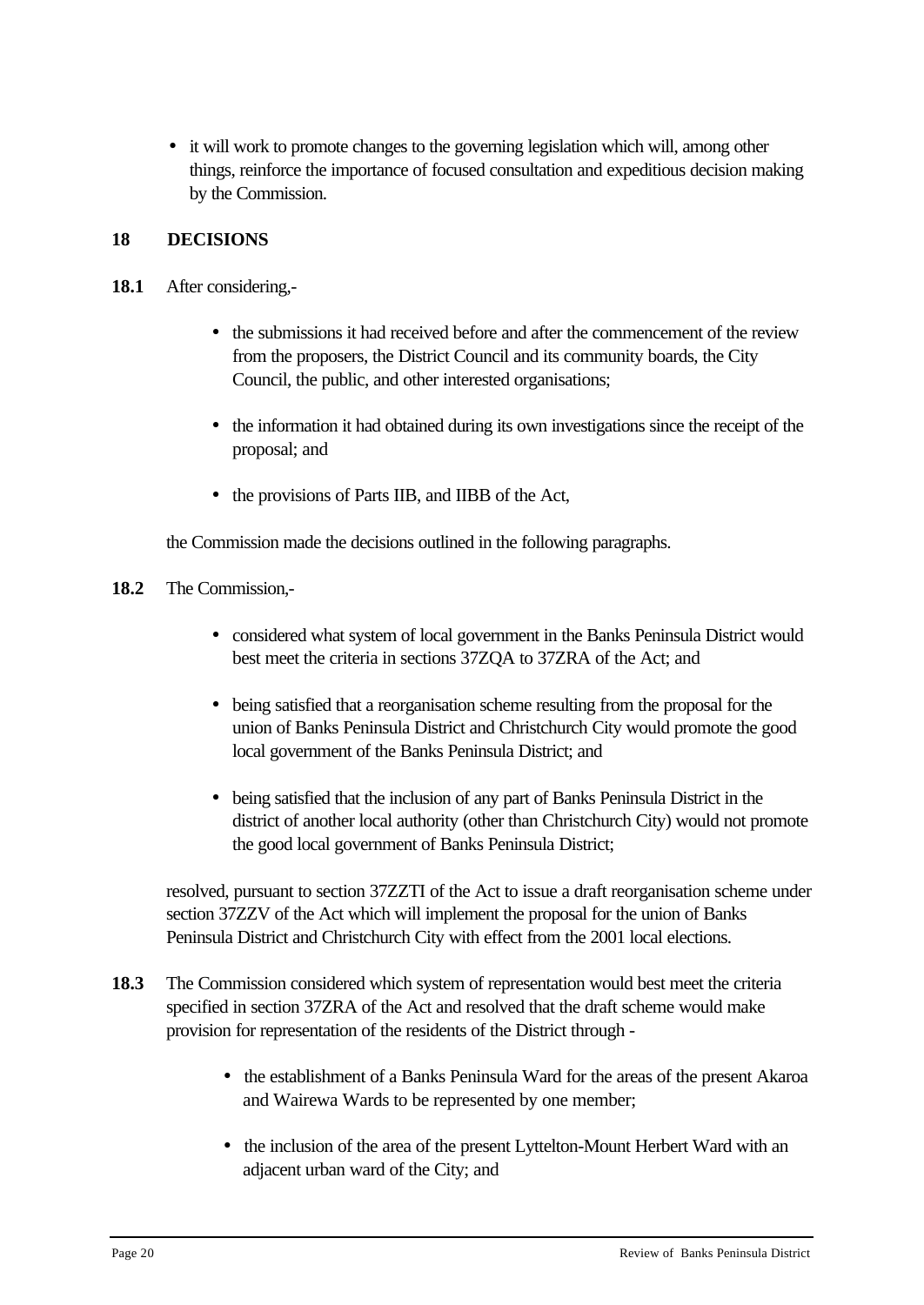- it will work to promote changes to the governing legislation which will, among other things, reinforce the importance of focused consultation and expeditious decision making by the Commission.

## 18 DECISIONS

**18.1** After considering,-

- the submissions it had received before and after the commencement of the review from the proposers, the District Council and its community boards, the City Council, the public, and other interested organisations;
- the information it had obtained during its own investigations since the receipt of the proposal; and
- the provisions of Parts IIB, and IIBB of the Act,

the Commission made the decisions outlined in the following paragraphs.

**18.2** The Commission,-

- considered what system of local government in the Banks Peninsula District would best meet the criteria in sections 37ZQA to 37ZRA of the Act; and
- being satisfied that a reorganisation scheme resulting from the proposal for the union of Banks Peninsula District and Christchurch City would promote the good local government of the Banks Peninsula District; and
- being satisfied that the inclusion of any part of Banks Peninsula District in the district of another local authority (other than Christchurch City) would not promote the good local government of Banks Peninsula District;

resolved, pursuant to section 37ZZTI of the Act to issue a draft reorganisation scheme under section 37ZZV of the Act which will implement the proposal for the union of Banks Peninsula District and Christchurch City with effect from the 2001 local elections.

**18.3** The Commission considered which system of representation would best meet the criteria specified in section 37ZRA of the Act and resolved that the draft scheme would make provision for representation of the residents of the District through -

- the establishment of a Banks Peninsula Ward for the areas of the present Akaroa and Wairewa Wards to be represented by one member;
- the inclusion of the area of the present Lyttelton-Mount Herbert Ward with an adjacent urban ward of the City; and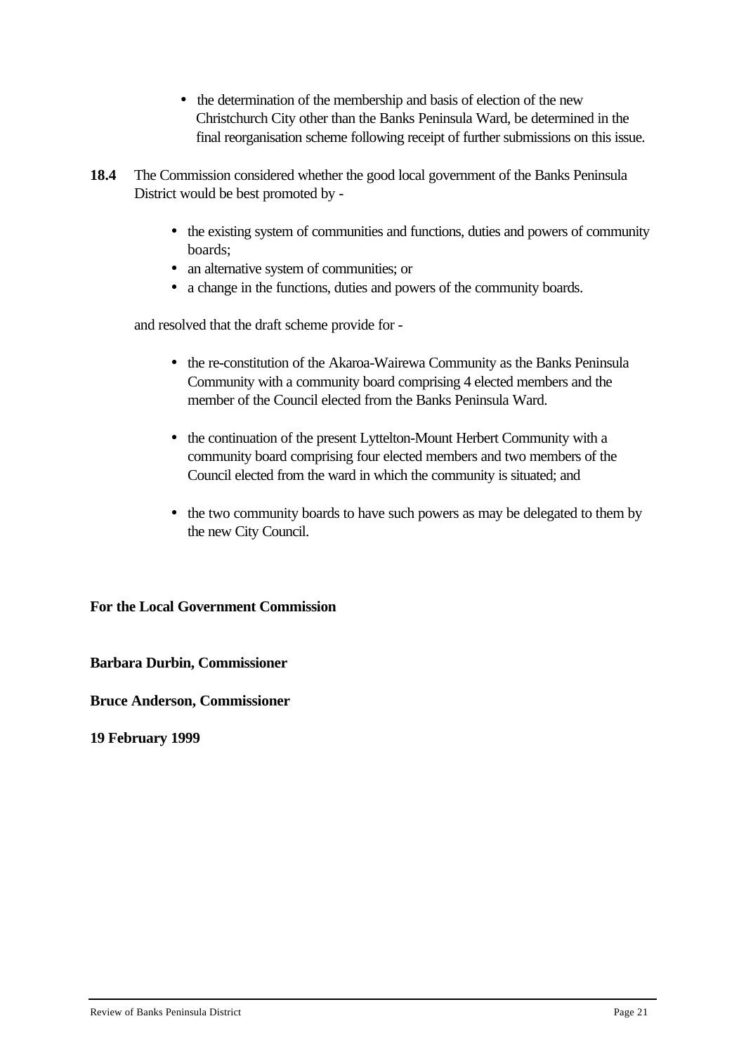- the determination of the membership and basis of election of the new Christchurch City other than the Banks Peninsula Ward, be determined in the final reorganisation scheme following receipt of further submissions on this issue.

**18.4** The Commission considered whether the good local government of the Banks Peninsula District would be best promoted by -

- the existing system of communities and functions, duties and powers of community boards;
- an alternative system of communities; or
- a change in the functions, duties and powers of the community boards.

and resolved that the draft scheme provide for -

- the re-constitution of the Akaroa-Wairewa Community as the Banks Peninsula Community with a community board comprising 4 elected members and the member of the Council elected from the Banks Peninsula Ward.

- the continuation of the present Lyttelton-Mount Herbert Community with a community board comprising four elected members and two members of the Council elected from the ward in which the community is situated; and

- the two community boards to have such powers as may be delegated to them by the new City Council.

**For the Local Government Commission**

**Barbara Durbin, Commissioner**

**Bruce Anderson, Commissioner**

**19 February 1999**